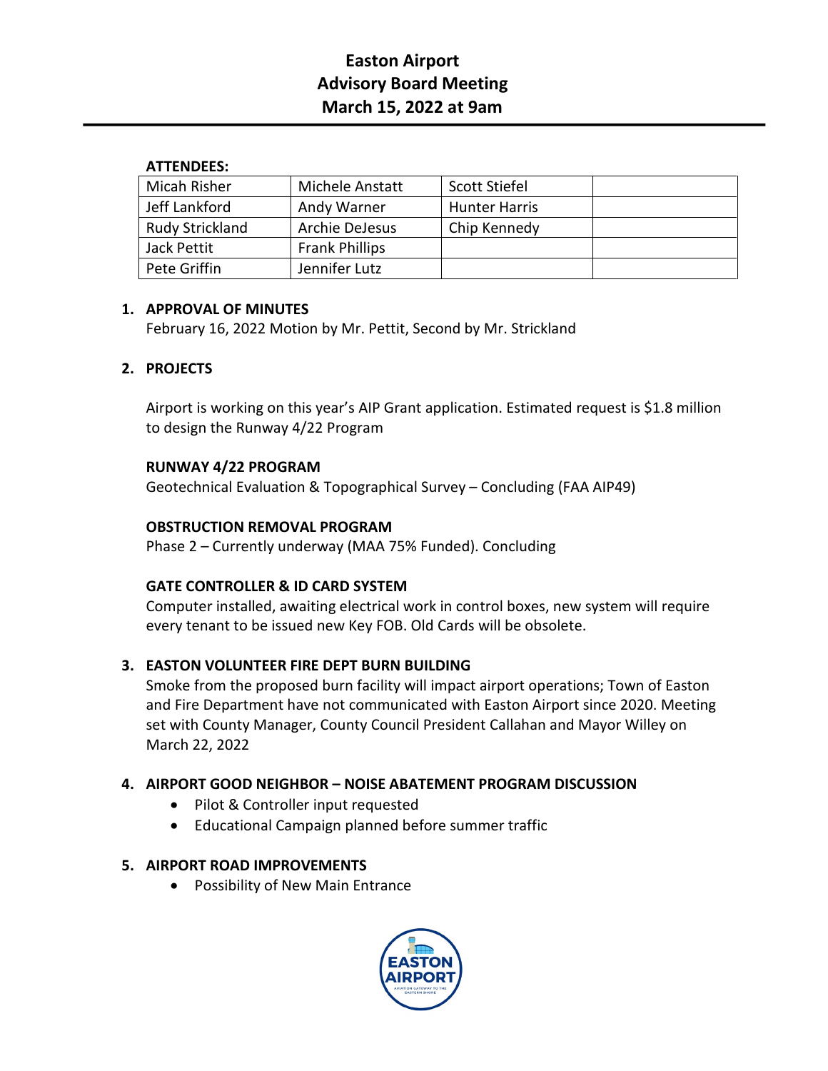# Easton Airport
# Advisory Board Meeting
# March 15, 2022 at 9am

**ATTENDEES:**

| Micah Risher | Michele Anstatt | Scott Stiefel | |
|---|---|---|---|
| Jeff Lankford | Andy Warner | Hunter Harris | |
| Rudy Strickland | Archie DeJesus | Chip Kennedy | |
| Jack Pettit | Frank Phillips | | |
| Pete Griffin | Jennifer Lutz | | |

1. **APPROVAL OF MINUTES**
   February 16, 2022 Motion by Mr. Pettit, Second by Mr. Strickland

2. **PROJECTS**

   Airport is working on this year's AIP Grant application. Estimated request is $1.8 million to design the Runway 4/22 Program

   **RUNWAY 4/22 PROGRAM**
   Geotechnical Evaluation & Topographical Survey – Concluding (FAA AIP49)

   **OBSTRUCTION REMOVAL PROGRAM**
   Phase 2 – Currently underway (MAA 75% Funded). Concluding

   **GATE CONTROLLER & ID CARD SYSTEM**
   Computer installed, awaiting electrical work in control boxes, new system will require every tenant to be issued new Key FOB. Old Cards will be obsolete.

3. **EASTON VOLUNTEER FIRE DEPT BURN BUILDING**
   Smoke from the proposed burn facility will impact airport operations; Town of Easton and Fire Department have not communicated with Easton Airport since 2020. Meeting set with County Manager, County Council President Callahan and Mayor Willey on March 22, 2022

4. **AIRPORT GOOD NEIGHBOR – NOISE ABATEMENT PROGRAM DISCUSSION**
   - Pilot & Controller input requested
   - Educational Campaign planned before summer traffic

5. **AIRPORT ROAD IMPROVEMENTS**
   - Possibility of New Main Entrance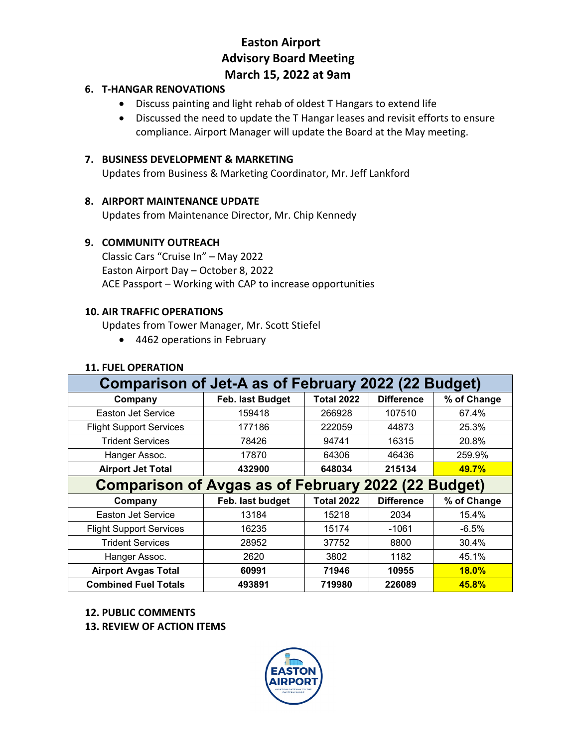# Easton Airport
## Advisory Board Meeting
## March 15, 2022 at 9am

### 6. T-HANGAR RENOVATIONS

- Discuss painting and light rehab of oldest T Hangars to extend life
- Discussed the need to update the T Hangar leases and revisit efforts to ensure compliance. Airport Manager will update the Board at the May meeting.

### 7. BUSINESS DEVELOPMENT & MARKETING

Updates from Business & Marketing Coordinator, Mr. Jeff Lankford

### 8. AIRPORT MAINTENANCE UPDATE

Updates from Maintenance Director, Mr. Chip Kennedy

### 9. COMMUNITY OUTREACH

Classic Cars "Cruise In" – May 2022
Easton Airport Day – October 8, 2022
ACE Passport – Working with CAP to increase opportunities

### 10. AIR TRAFFIC OPERATIONS

Updates from Tower Manager, Mr. Scott Stiefel

- 4462 operations in February

### 11. FUEL OPERATION

| Comparison of Jet-A as of February 2022 (22 Budget) | | | | |
|---|---|---|---|---|
| **Company** | **Feb. last Budget** | **Total 2022** | **Difference** | **% of Change** |
| Easton Jet Service | 159418 | 266928 | 107510 | 67.4% |
| Flight Support Services | 177186 | 222059 | 44873 | 25.3% |
| Trident Services | 78426 | 94741 | 16315 | 20.8% |
| Hanger Assoc. | 17870 | 64306 | 46436 | 259.9% |
| **Airport Jet Total** | **432900** | **648034** | **215134** | **49.7%** |
| **Comparison of Avgas as of February 2022 (22 Budget)** | | | | |
| **Company** | **Feb. last budget** | **Total 2022** | **Difference** | **% of Change** |
| Easton Jet Service | 13184 | 15218 | 2034 | 15.4% |
| Flight Support Services | 16235 | 15174 | -1061 | -6.5% |
| Trident Services | 28952 | 37752 | 8800 | 30.4% |
| Hanger Assoc. | 2620 | 3802 | 1182 | 45.1% |
| **Airport Avgas Total** | **60991** | **71946** | **10955** | **18.0%** |
| **Combined Fuel Totals** | **493891** | **719980** | **226089** | **45.8%** |

### 12. PUBLIC COMMENTS

### 13. REVIEW OF ACTION ITEMS

EASTON AIRPORT
AVIATION GATEWAY TO THE EASTERN SHORE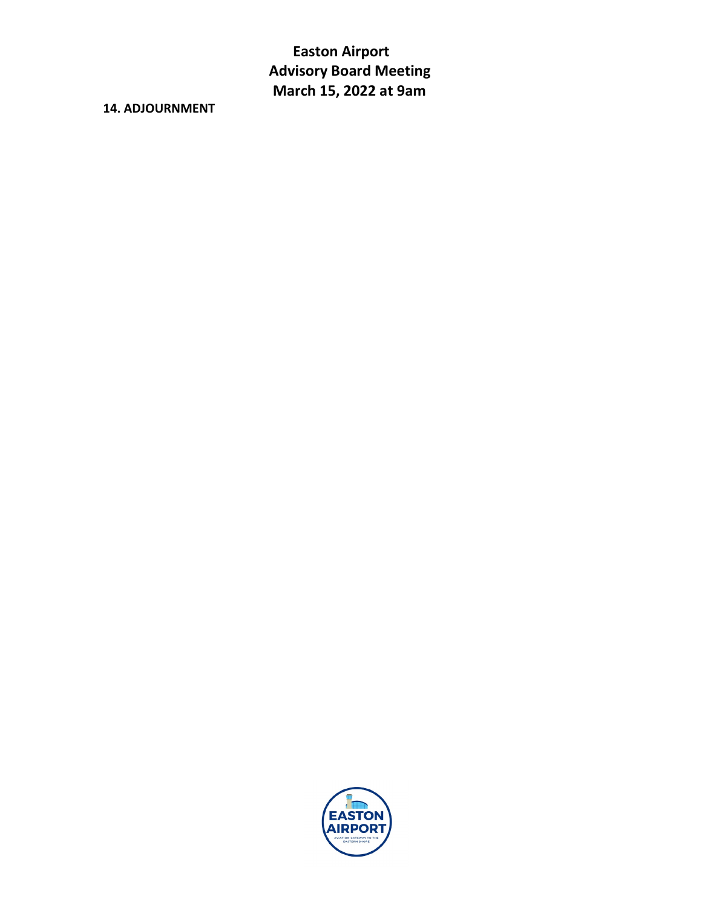# Easton Airport
## Advisory Board Meeting
## March 15, 2022 at 9am

**14. ADJOURNMENT**